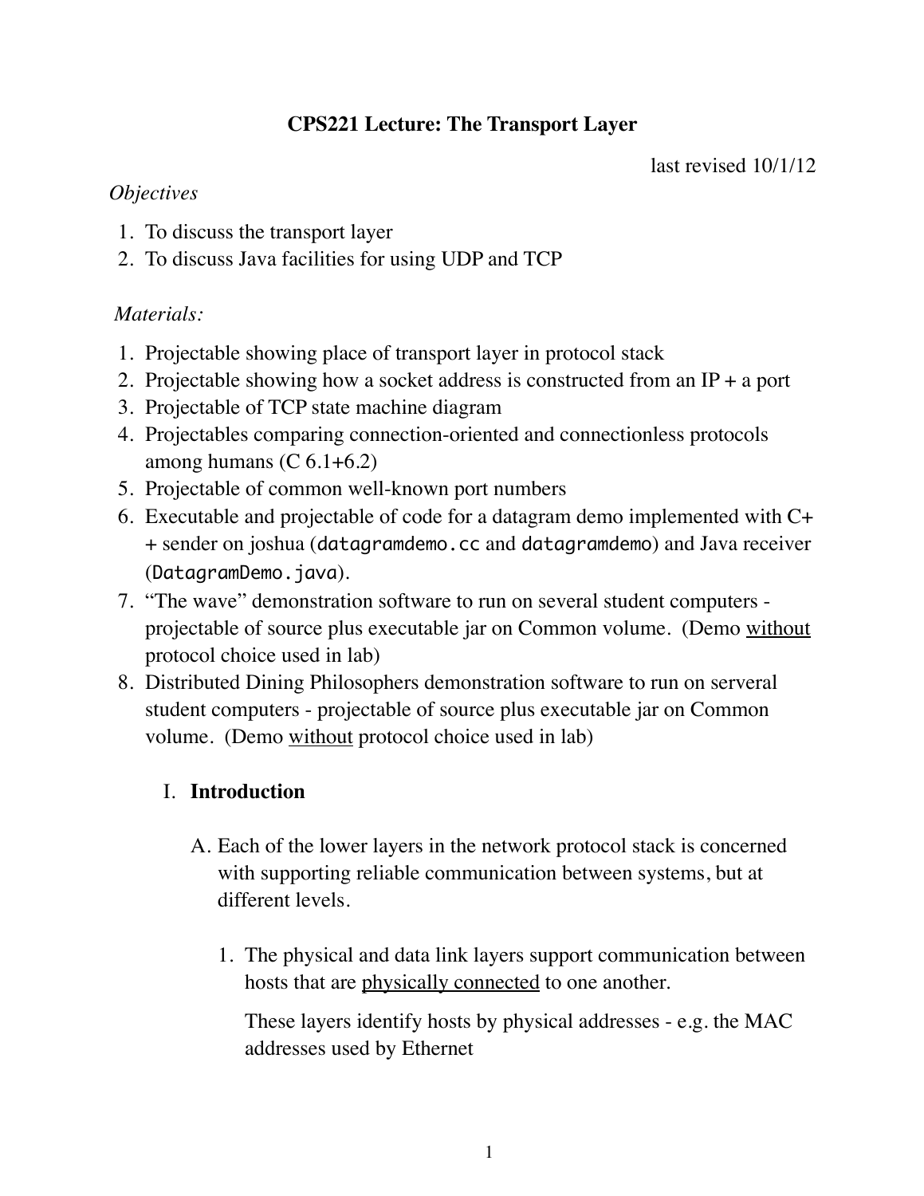# CPS221 Lecture: The Transport Layer

last revised 10/1/12

*Objectives*

1. To discuss the transport layer
2. To discuss Java facilities for using UDP and TCP

*Materials:*

1. Projectable showing place of transport layer in protocol stack
2. Projectable showing how a socket address is constructed from an IP + a port
3. Projectable of TCP state machine diagram
4. Projectables comparing connection-oriented and connectionless protocols among humans (C 6.1+6.2)
5. Projectable of common well-known port numbers
6. Executable and projectable of code for a datagram demo implemented with C++ sender on joshua (`datagramdemo.cc` and `datagramdemo`) and Java receiver (`DatagramDemo.java`).
7. "The wave" demonstration software to run on several student computers - projectable of source plus executable jar on Common volume. (Demo without protocol choice used in lab)
8. Distributed Dining Philosophers demonstration software to run on serveral student computers - projectable of source plus executable jar on Common volume. (Demo without protocol choice used in lab)

## I. **Introduction**

A. Each of the lower layers in the network protocol stack is concerned with supporting reliable communication between systems, but at different levels.

1. The physical and data link layers support communication between hosts that are physically connected to one another.

   These layers identify hosts by physical addresses - e.g. the MAC addresses used by Ethernet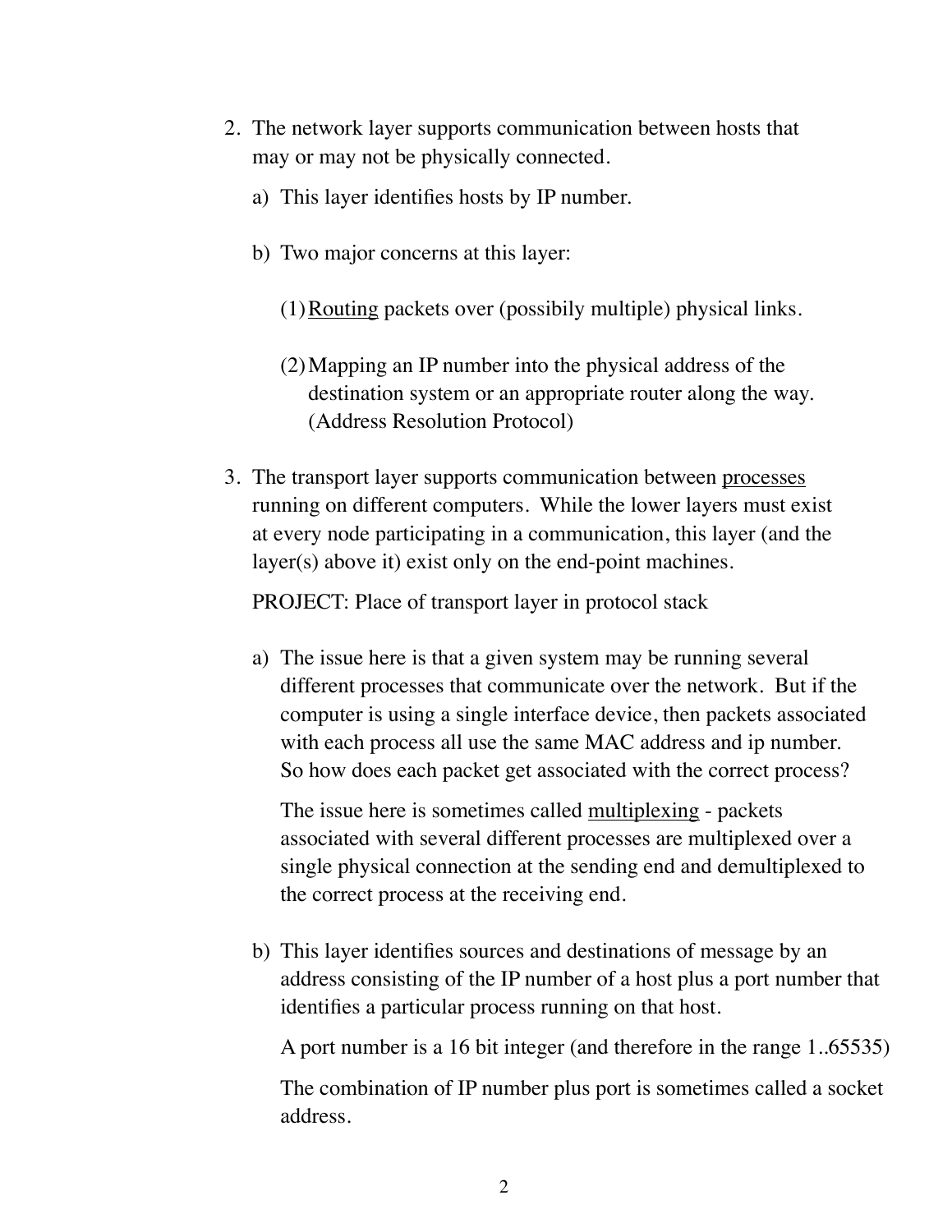2. The network layer supports communication between hosts that may or may not be physically connected.

   a) This layer identifies hosts by IP number.

   b) Two major concerns at this layer:

      (1) <u>Routing</u> packets over (possibily multiple) physical links.

      (2) Mapping an IP number into the physical address of the destination system or an appropriate router along the way. (Address Resolution Protocol)

3. The transport layer supports communication between <u>processes</u> running on different computers. While the lower layers must exist at every node participating in a communication, this layer (and the layer(s) above it) exist only on the end-point machines.

   PROJECT: Place of transport layer in protocol stack

   a) The issue here is that a given system may be running several different processes that communicate over the network. But if the computer is using a single interface device, then packets associated with each process all use the same MAC address and ip number. So how does each packet get associated with the correct process?

      The issue here is sometimes called <u>multiplexing</u> - packets associated with several different processes are multiplexed over a single physical connection at the sending end and demultiplexed to the correct process at the receiving end.

   b) This layer identifies sources and destinations of message by an address consisting of the IP number of a host plus a port number that identifies a particular process running on that host.

      A port number is a 16 bit integer (and therefore in the range 1..65535)

      The combination of IP number plus port is sometimes called a socket address.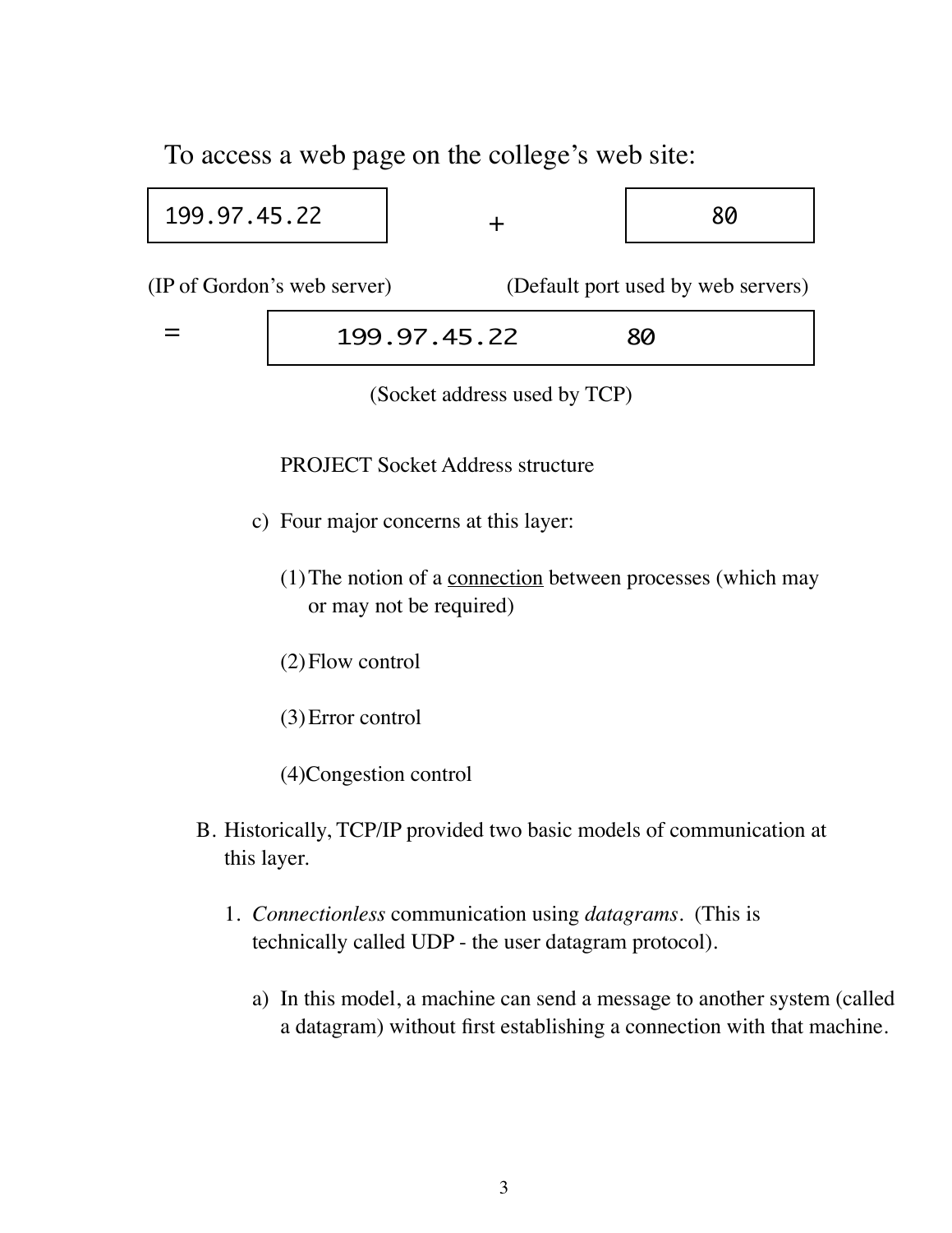To access a web page on the college's web site:

| 199.97.45.22 | + | 80 |
|---|---|---|
| (IP of Gordon's web server) | | (Default port used by web servers) |

= 199.97.45.22    80

(Socket address used by TCP)

PROJECT Socket Address structure

c) Four major concerns at this layer:

(1) The notion of a <u>connection</u> between processes (which may or may not be required)

(2) Flow control

(3) Error control

(4) Congestion control

B. Historically, TCP/IP provided two basic models of communication at this layer.

1. *Connectionless* communication using *datagrams*. (This is technically called UDP - the user datagram protocol).

   a) In this model, a machine can send a message to another system (called a datagram) without first establishing a connection with that machine.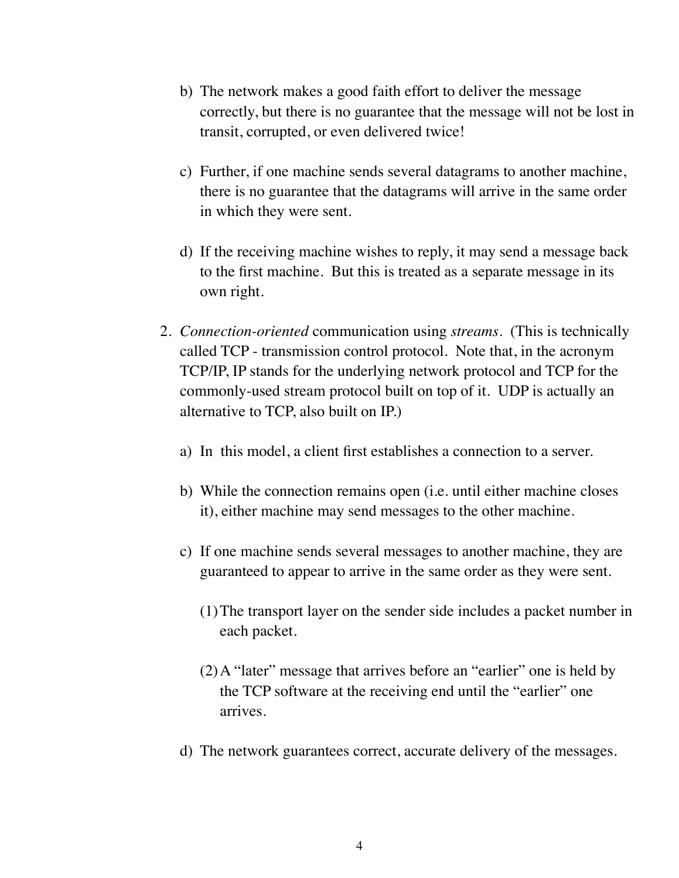b) The network makes a good faith effort to deliver the message correctly, but there is no guarantee that the message will not be lost in transit, corrupted, or even delivered twice!

c) Further, if one machine sends several datagrams to another machine, there is no guarantee that the datagrams will arrive in the same order in which they were sent.

d) If the receiving machine wishes to reply, it may send a message back to the first machine. But this is treated as a separate message in its own right.

2. *Connection-oriented* communication using *streams*. (This is technically called TCP - transmission control protocol. Note that, in the acronym TCP/IP, IP stands for the underlying network protocol and TCP for the commonly-used stream protocol built on top of it. UDP is actually an alternative to TCP, also built on IP.)

   a) In this model, a client first establishes a connection to a server.

   b) While the connection remains open (i.e. until either machine closes it), either machine may send messages to the other machine.

   c) If one machine sends several messages to another machine, they are guaranteed to appear to arrive in the same order as they were sent.

      (1) The transport layer on the sender side includes a packet number in each packet.

      (2) A "later" message that arrives before an "earlier" one is held by the TCP software at the receiving end until the "earlier" one arrives.

   d) The network guarantees correct, accurate delivery of the messages.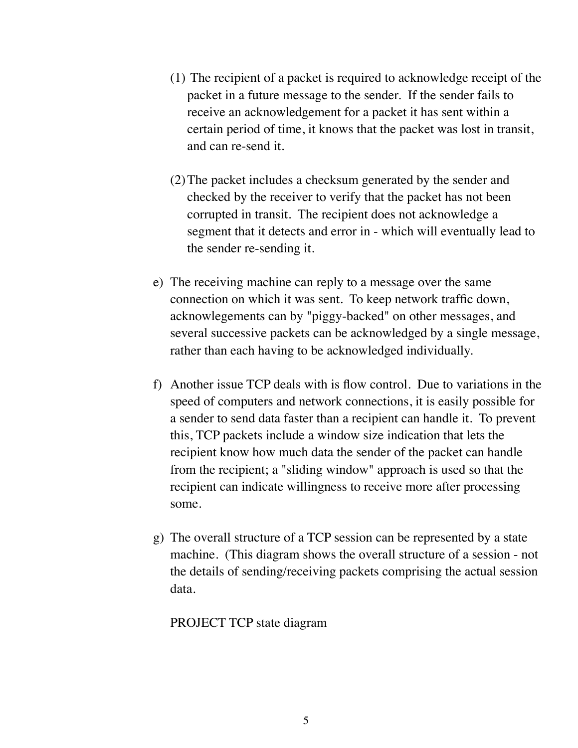(1) The recipient of a packet is required to acknowledge receipt of the packet in a future message to the sender. If the sender fails to receive an acknowledgement for a packet it has sent within a certain period of time, it knows that the packet was lost in transit, and can re-send it.

(2) The packet includes a checksum generated by the sender and checked by the receiver to verify that the packet has not been corrupted in transit. The recipient does not acknowledge a segment that it detects and error in - which will eventually lead to the sender re-sending it.

e) The receiving machine can reply to a message over the same connection on which it was sent. To keep network traffic down, acknowlegements can by "piggy-backed" on other messages, and several successive packets can be acknowledged by a single message, rather than each having to be acknowledged individually.

f) Another issue TCP deals with is flow control. Due to variations in the speed of computers and network connections, it is easily possible for a sender to send data faster than a recipient can handle it. To prevent this, TCP packets include a window size indication that lets the recipient know how much data the sender of the packet can handle from the recipient; a "sliding window" approach is used so that the recipient can indicate willingness to receive more after processing some.

g) The overall structure of a TCP session can be represented by a state machine. (This diagram shows the overall structure of a session - not the details of sending/receiving packets comprising the actual session data.

PROJECT TCP state diagram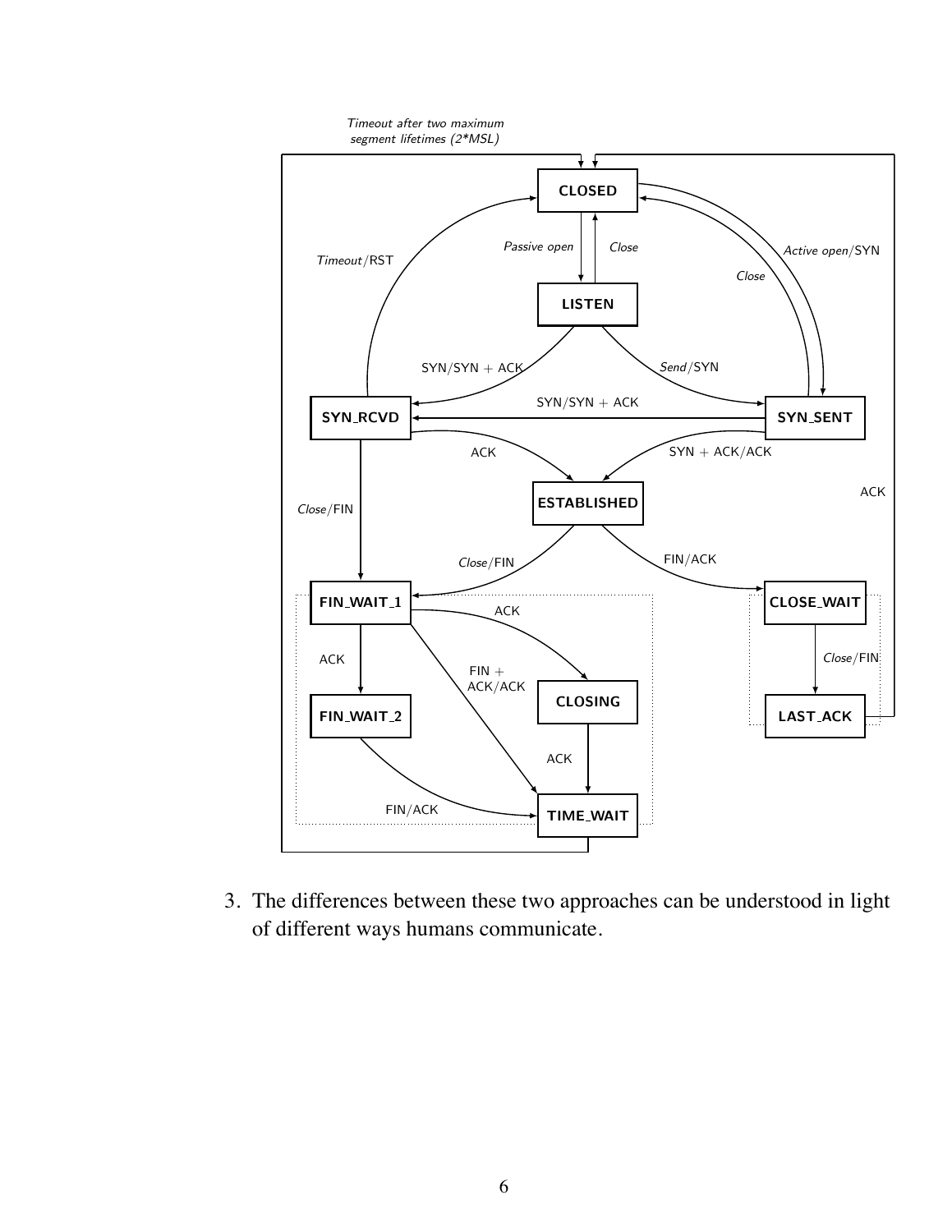3. The differences between these two approaches can be understood in light of different ways humans communicate.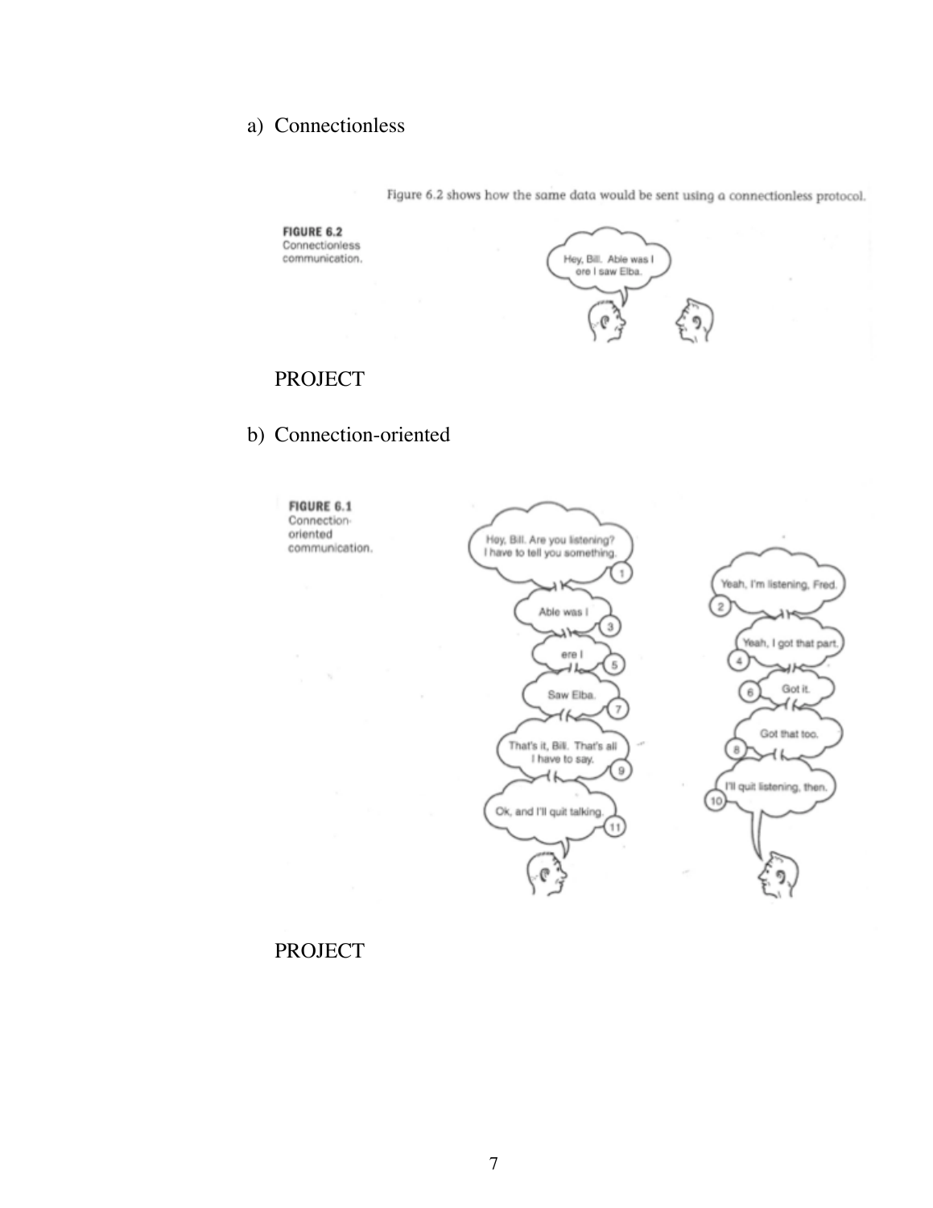a) Connectionless

Figure 6.2 shows how the same data would be sent using a connectionless protocol.

**FIGURE 6.2** Connectionless communication.

PROJECT

b) Connection-oriented

**FIGURE 6.1** Connection-oriented communication.

PROJECT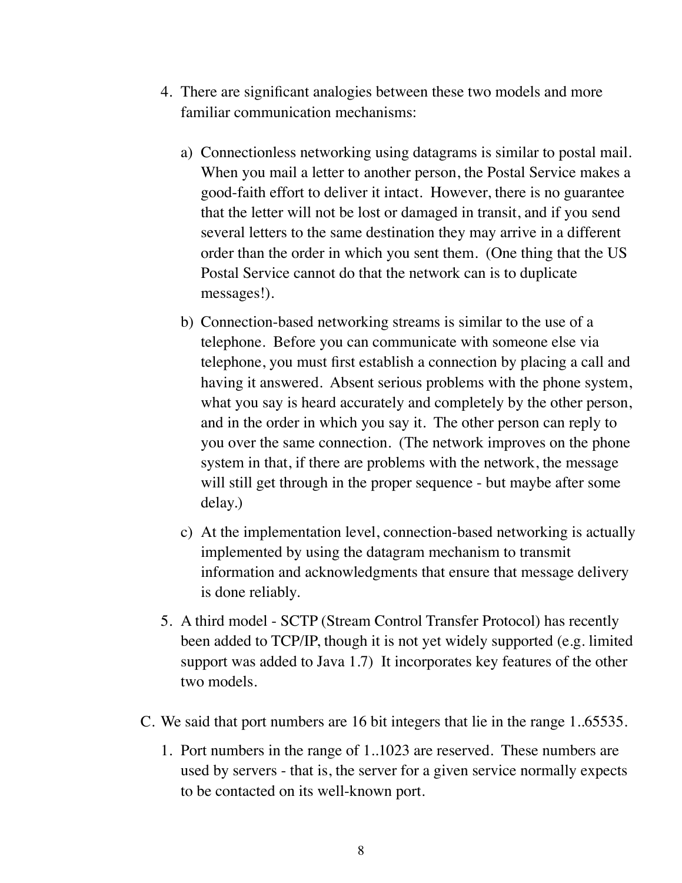4. There are significant analogies between these two models and more familiar communication mechanisms:

    a) Connectionless networking using datagrams is similar to postal mail. When you mail a letter to another person, the Postal Service makes a good-faith effort to deliver it intact. However, there is no guarantee that the letter will not be lost or damaged in transit, and if you send several letters to the same destination they may arrive in a different order than the order in which you sent them. (One thing that the US Postal Service cannot do that the network can is to duplicate messages!).

    b) Connection-based networking streams is similar to the use of a telephone. Before you can communicate with someone else via telephone, you must first establish a connection by placing a call and having it answered. Absent serious problems with the phone system, what you say is heard accurately and completely by the other person, and in the order in which you say it. The other person can reply to you over the same connection. (The network improves on the phone system in that, if there are problems with the network, the message will still get through in the proper sequence - but maybe after some delay.)

    c) At the implementation level, connection-based networking is actually implemented by using the datagram mechanism to transmit information and acknowledgments that ensure that message delivery is done reliably.

5. A third model - SCTP (Stream Control Transfer Protocol) has recently been added to TCP/IP, though it is not yet widely supported (e.g. limited support was added to Java 1.7) It incorporates key features of the other two models.

C. We said that port numbers are 16 bit integers that lie in the range 1..65535.

1. Port numbers in the range of 1..1023 are reserved. These numbers are used by servers - that is, the server for a given service normally expects to be contacted on its well-known port.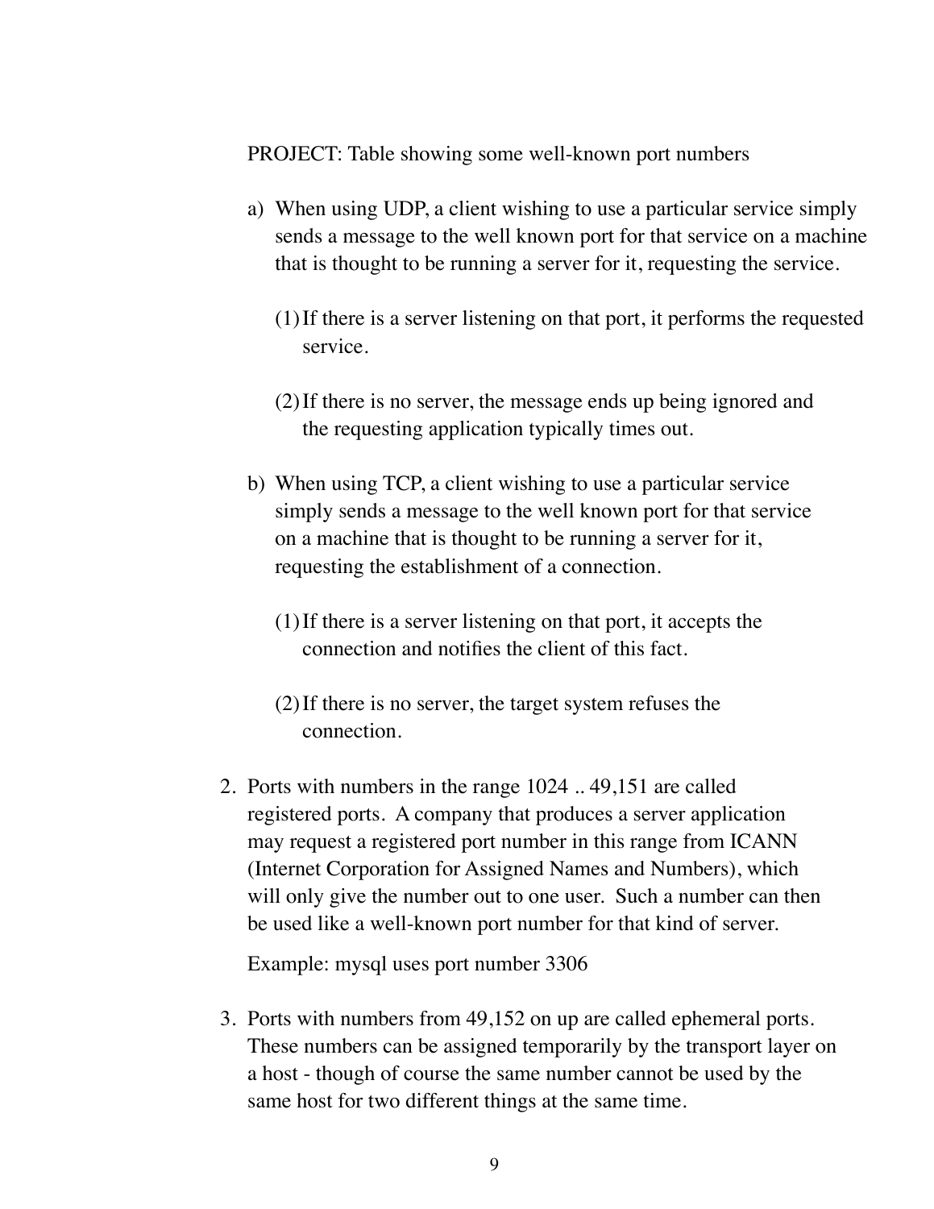PROJECT: Table showing some well-known port numbers

a) When using UDP, a client wishing to use a particular service simply sends a message to the well known port for that service on a machine that is thought to be running a server for it, requesting the service.

    (1) If there is a server listening on that port, it performs the requested service.

    (2) If there is no server, the message ends up being ignored and the requesting application typically times out.

b) When using TCP, a client wishing to use a particular service simply sends a message to the well known port for that service on a machine that is thought to be running a server for it, requesting the establishment of a connection.

    (1) If there is a server listening on that port, it accepts the connection and notifies the client of this fact.

    (2) If there is no server, the target system refuses the connection.

2. Ports with numbers in the range 1024 .. 49,151 are called registered ports. A company that produces a server application may request a registered port number in this range from ICANN (Internet Corporation for Assigned Names and Numbers), which will only give the number out to one user. Such a number can then be used like a well-known port number for that kind of server.

   Example: mysql uses port number 3306

3. Ports with numbers from 49,152 on up are called ephemeral ports. These numbers can be assigned temporarily by the transport layer on a host - though of course the same number cannot be used by the same host for two different things at the same time.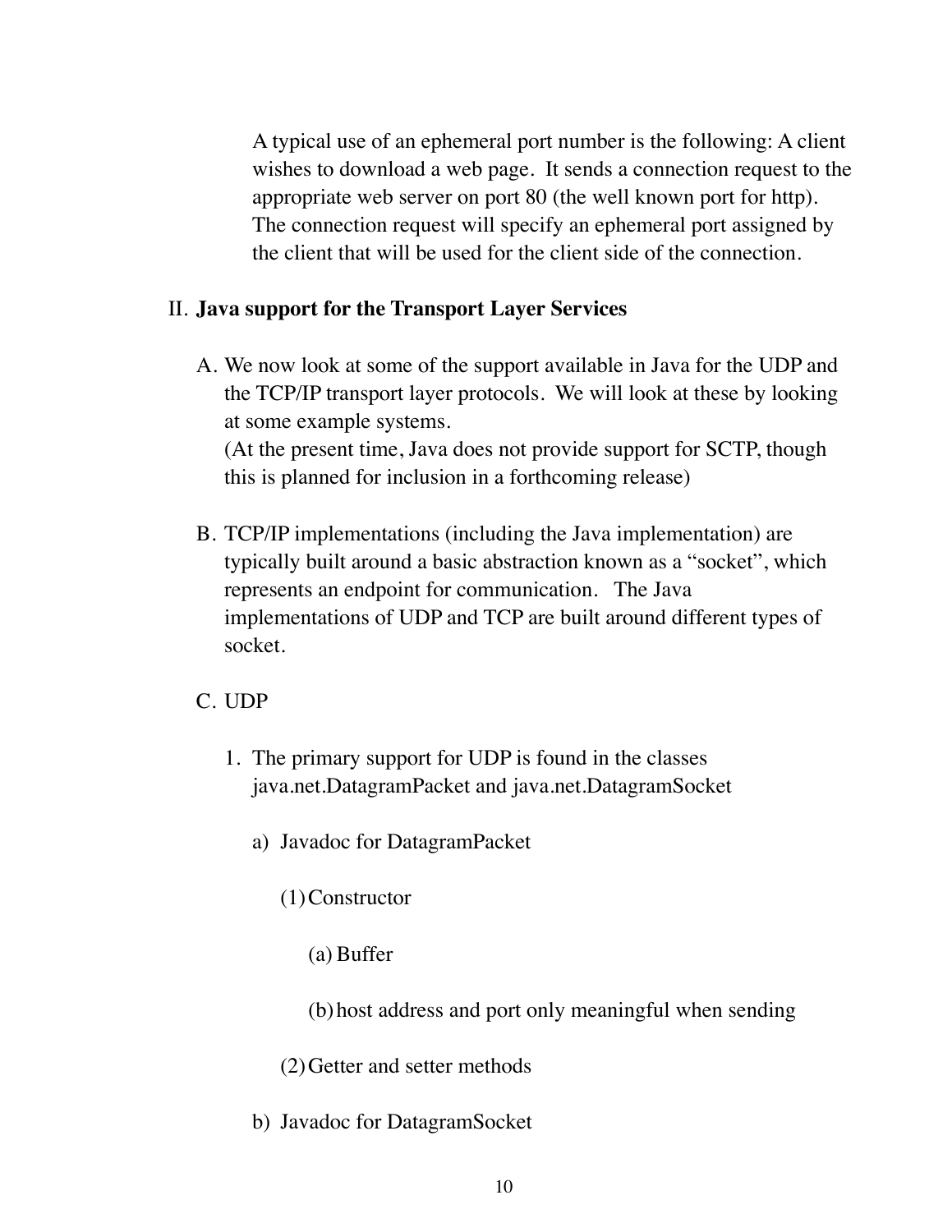A typical use of an ephemeral port number is the following: A client wishes to download a web page. It sends a connection request to the appropriate web server on port 80 (the well known port for http). The connection request will specify an ephemeral port assigned by the client that will be used for the client side of the connection.

## II. **Java support for the Transport Layer Services**

A. We now look at some of the support available in Java for the UDP and the TCP/IP transport layer protocols. We will look at these by looking at some example systems.
(At the present time, Java does not provide support for SCTP, though this is planned for inclusion in a forthcoming release)

B. TCP/IP implementations (including the Java implementation) are typically built around a basic abstraction known as a "socket", which represents an endpoint for communication. The Java implementations of UDP and TCP are built around different types of socket.

C. UDP

1. The primary support for UDP is found in the classes java.net.DatagramPacket and java.net.DatagramSocket

   a) Javadoc for DatagramPacket

      (1) Constructor

         (a) Buffer

         (b) host address and port only meaningful when sending

      (2) Getter and setter methods

   b) Javadoc for DatagramSocket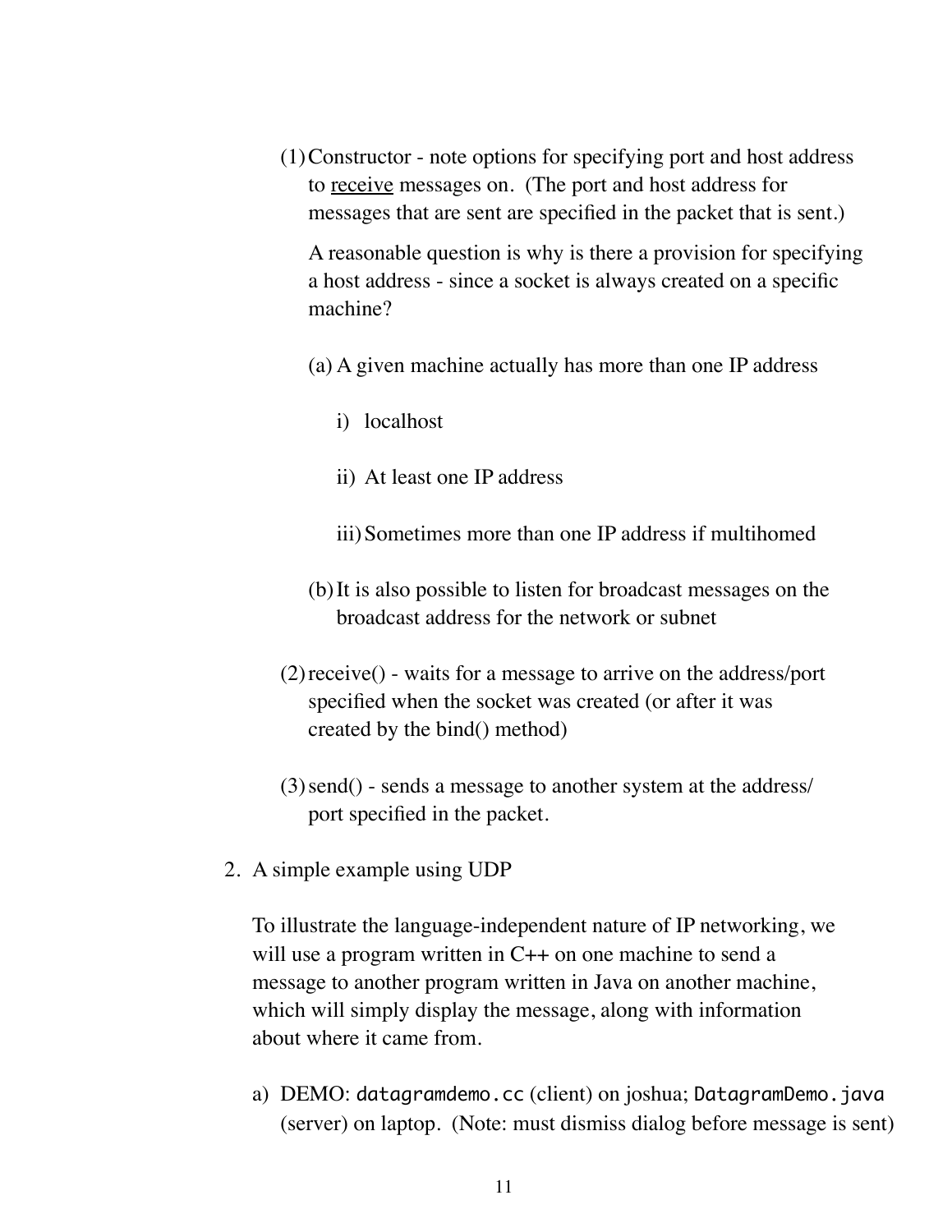(1) Constructor - note options for specifying port and host address to <u>receive</u> messages on. (The port and host address for messages that are sent are specified in the packet that is sent.)

   A reasonable question is why is there a provision for specifying a host address - since a socket is always created on a specific machine?

   (a) A given machine actually has more than one IP address

      i) localhost

      ii) At least one IP address

      iii) Sometimes more than one IP address if multihomed

   (b) It is also possible to listen for broadcast messages on the broadcast address for the network or subnet

(2) receive() - waits for a message to arrive on the address/port specified when the socket was created (or after it was created by the bind() method)

(3) send() - sends a message to another system at the address/port specified in the packet.

2. A simple example using UDP

   To illustrate the language-independent nature of IP networking, we will use a program written in C++ on one machine to send a message to another program written in Java on another machine, which will simply display the message, along with information about where it came from.

   a) DEMO: `datagramdemo.cc` (client) on joshua; `DatagramDemo.java` (server) on laptop. (Note: must dismiss dialog before message is sent)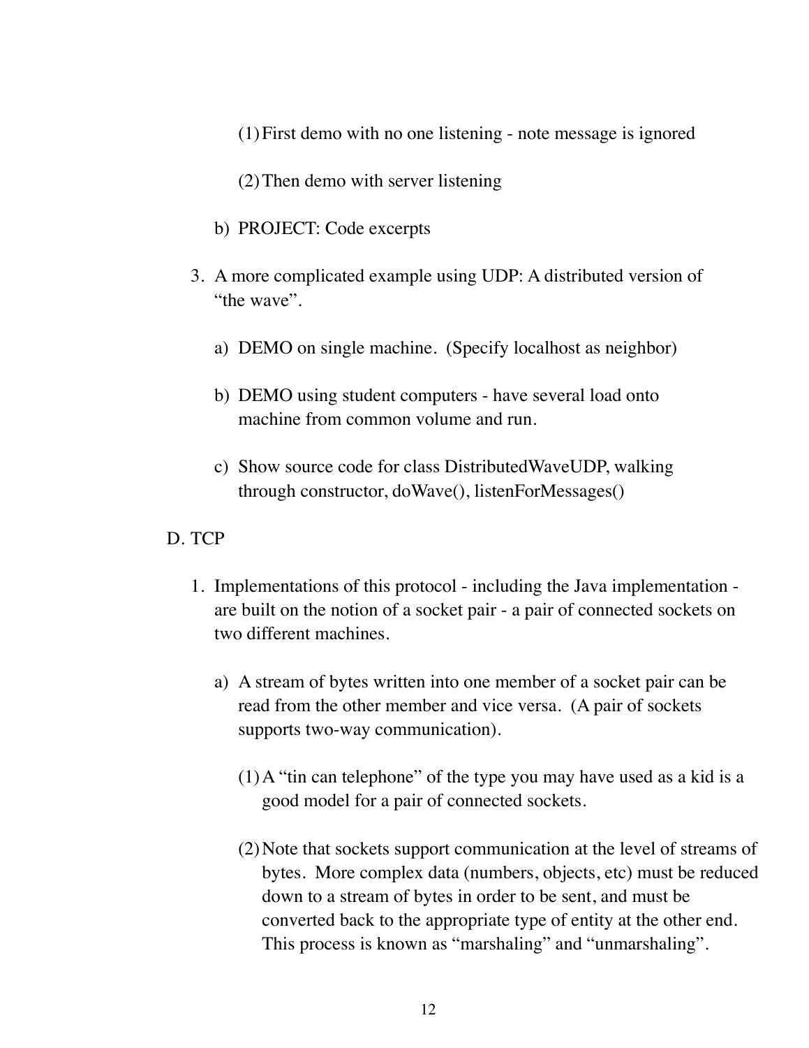(1) First demo with no one listening - note message is ignored

(2) Then demo with server listening

b) PROJECT: Code excerpts

3. A more complicated example using UDP: A distributed version of "the wave".

   a) DEMO on single machine. (Specify localhost as neighbor)

   b) DEMO using student computers - have several load onto machine from common volume and run.

   c) Show source code for class DistributedWaveUDP, walking through constructor, doWave(), listenForMessages()

D. TCP

1. Implementations of this protocol - including the Java implementation - are built on the notion of a socket pair - a pair of connected sockets on two different machines.

   a) A stream of bytes written into one member of a socket pair can be read from the other member and vice versa. (A pair of sockets supports two-way communication).

      (1) A "tin can telephone" of the type you may have used as a kid is a good model for a pair of connected sockets.

      (2) Note that sockets support communication at the level of streams of bytes. More complex data (numbers, objects, etc) must be reduced down to a stream of bytes in order to be sent, and must be converted back to the appropriate type of entity at the other end. This process is known as "marshaling" and "unmarshaling".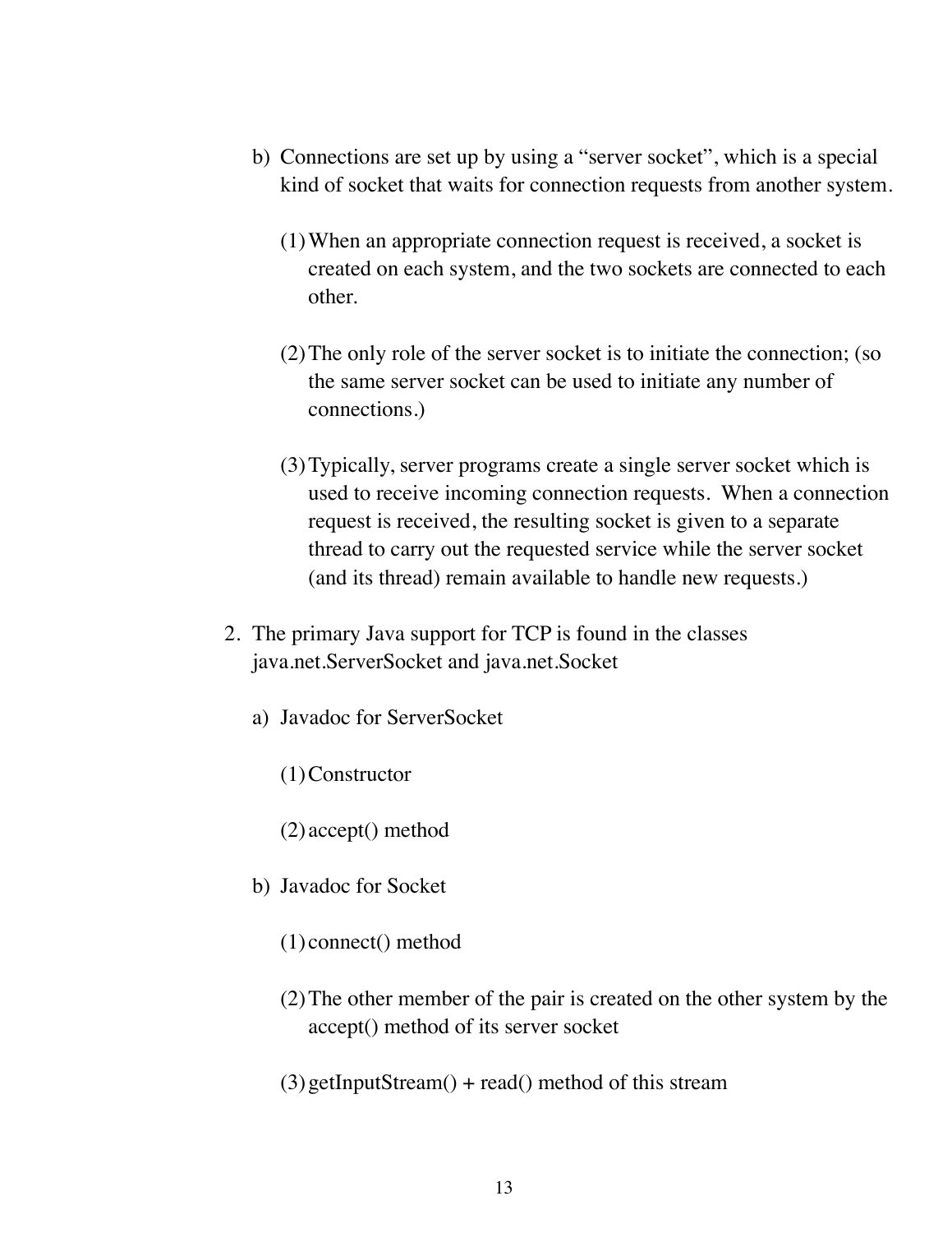b) Connections are set up by using a "server socket", which is a special kind of socket that waits for connection requests from another system.

   (1) When an appropriate connection request is received, a socket is created on each system, and the two sockets are connected to each other.

   (2) The only role of the server socket is to initiate the connection; (so the same server socket can be used to initiate any number of connections.)

   (3) Typically, server programs create a single server socket which is used to receive incoming connection requests. When a connection request is received, the resulting socket is given to a separate thread to carry out the requested service while the server socket (and its thread) remain available to handle new requests.)

2. The primary Java support for TCP is found in the classes java.net.ServerSocket and java.net.Socket

   a) Javadoc for ServerSocket

      (1) Constructor

      (2) accept() method

   b) Javadoc for Socket

      (1) connect() method

      (2) The other member of the pair is created on the other system by the accept() method of its server socket

      (3) getInputStream() + read() method of this stream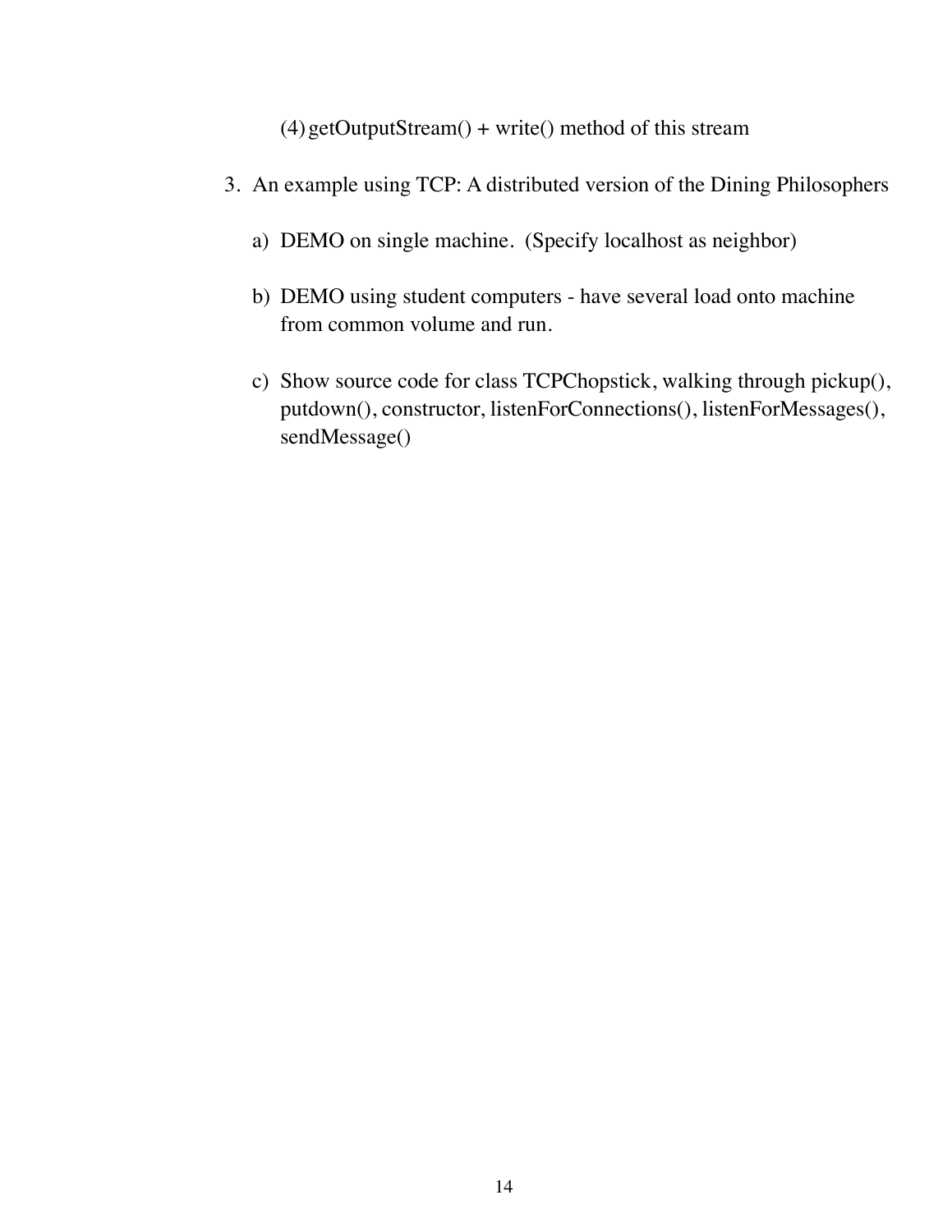(4) getOutputStream() + write() method of this stream

3. An example using TCP: A distributed version of the Dining Philosophers

   a) DEMO on single machine. (Specify localhost as neighbor)

   b) DEMO using student computers - have several load onto machine from common volume and run.

   c) Show source code for class TCPChopstick, walking through pickup(), putdown(), constructor, listenForConnections(), listenForMessages(), sendMessage()